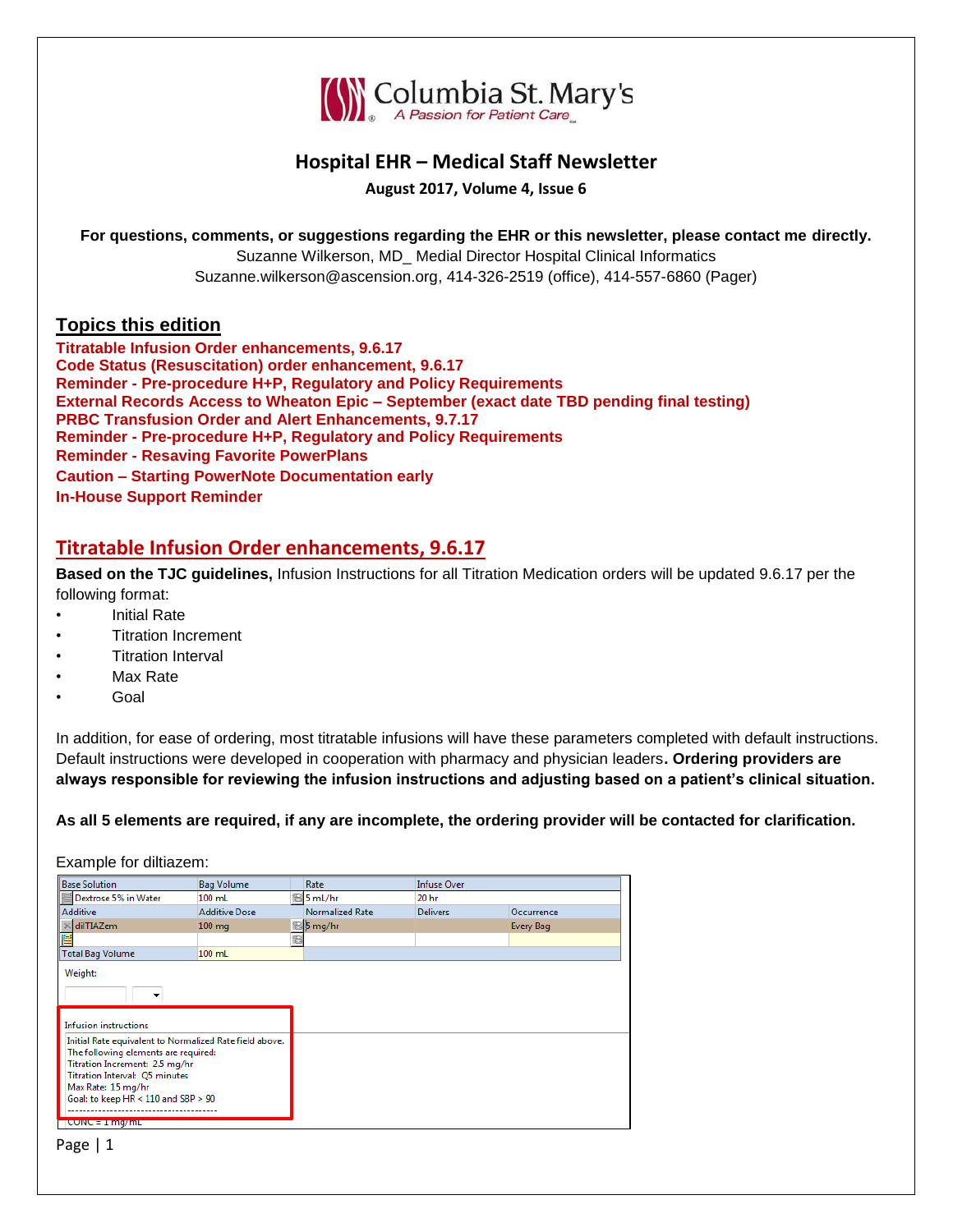Columbia St. Mary's

A Passion for Patient Care

# Hospital EHR – Medical Staff Newsletter

**August 2017, Volume 4, Issue 6**

**For questions, comments, or suggestions regarding the EHR or this newsletter, please contact me directly.**
Suzanne Wilkerson, MD_ Medial Director Hospital Clinical Informatics
Suzanne.wilkerson@ascension.org, 414-326-2519 (office), 414-557-6860 (Pager)

## Topics this edition

**Titratable Infusion Order enhancements, 9.6.17**
**Code Status (Resuscitation) order enhancement, 9.6.17**
**Reminder - Pre-procedure H+P, Regulatory and Policy Requirements**
**External Records Access to Wheaton Epic – September (exact date TBD pending final testing)**
**PRBC Transfusion Order and Alert Enhancements, 9.7.17**
**Reminder - Pre-procedure H+P, Regulatory and Policy Requirements**
**Reminder - Resaving Favorite PowerPlans**
**Caution – Starting PowerNote Documentation early**
**In-House Support Reminder**

## Titratable Infusion Order enhancements, 9.6.17

**Based on the TJC guidelines,** Infusion Instructions for all Titration Medication orders will be updated 9.6.17 per the following format:

- Initial Rate
- Titration Increment
- Titration Interval
- Max Rate
- Goal

In addition, for ease of ordering, most titratable infusions will have these parameters completed with default instructions. Default instructions were developed in cooperation with pharmacy and physician leaders**. Ordering providers are always responsible for reviewing the infusion instructions and adjusting based on a patient's clinical situation.**

**As all 5 elements are required, if any are incomplete, the ordering provider will be contacted for clarification.**

Example for diltiazem:

| Base Solution | Bag Volume | Rate | Infuse Over | |
|---|---|---|---|---|
| Dextrose 5% in Water | 100 mL | 5 mL/hr | 20 hr | |
| Additive | Additive Dose | Normalized Rate | Delivers | Occurrence |
| dilTIAZem | 100 mg | 5 mg/hr | | Every Bag |
| Total Bag Volume | 100 mL | | | |

Weight:

Infusion instructions

Initial Rate equivalent to Normalized Rate field above.
The following elements are required:
Titration Increment: 2.5 mg/hr
Titration Interval: Q5 minutes
Max Rate: 15 mg/hr
Goal: to keep HR < 110 and SBP > 90
-----------------------------------------
CONC = 1 mg/mL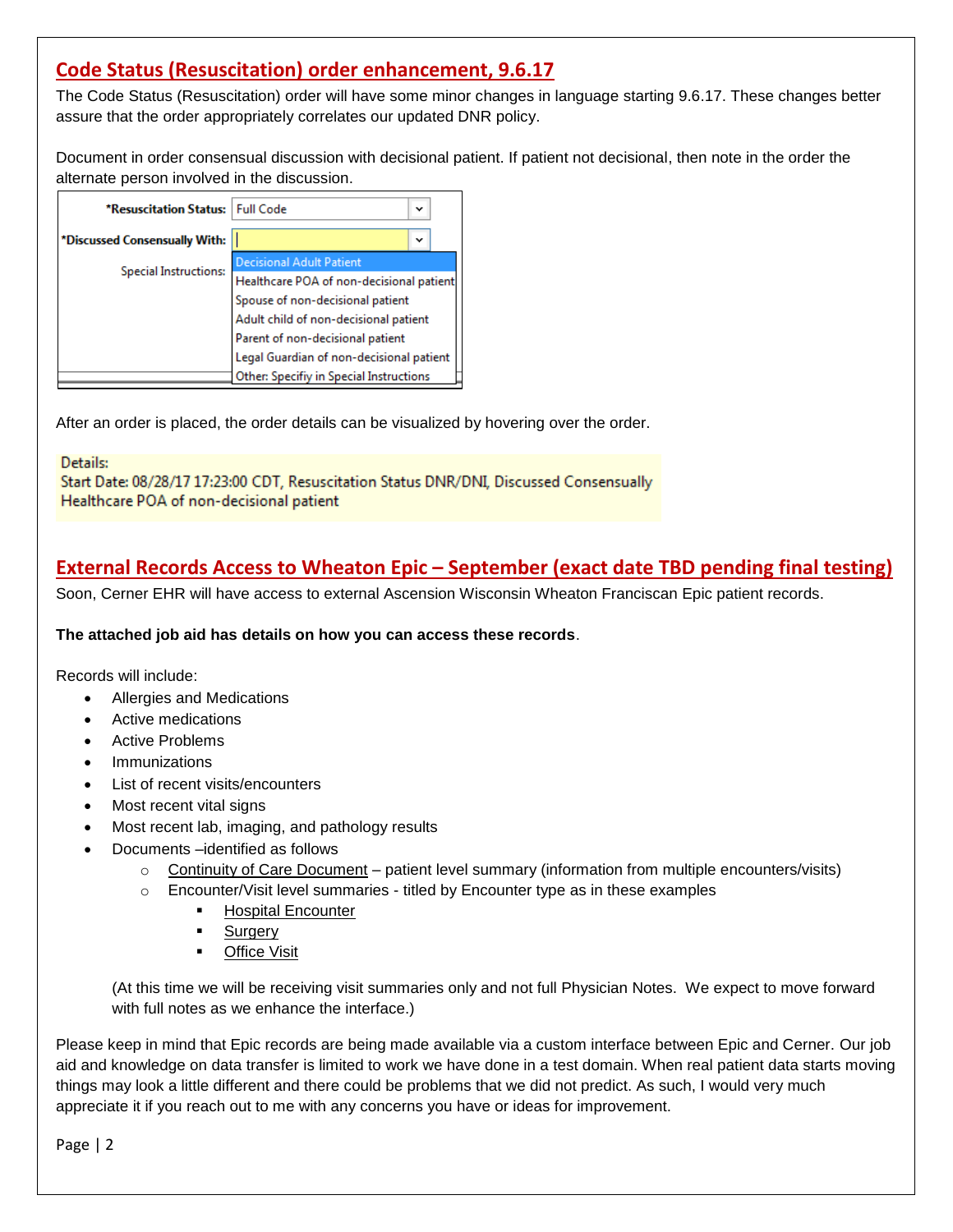## Code Status (Resuscitation) order enhancement, 9.6.17

The Code Status (Resuscitation) order will have some minor changes in language starting 9.6.17. These changes better assure that the order appropriately correlates our updated DNR policy.

Document in order consensual discussion with decisional patient. If patient not decisional, then note in the order the alternate person involved in the discussion.

*Resuscitation Status: Full Code

*Discussed Consensually With:

Special Instructions:

- Decisional Adult Patient
- Healthcare POA of non-decisional patient
- Spouse of non-decisional patient
- Adult child of non-decisional patient
- Parent of non-decisional patient
- Legal Guardian of non-decisional patient
- Other: Specifiy in Special Instructions

After an order is placed, the order details can be visualized by hovering over the order.

Details:
Start Date: 08/28/17 17:23:00 CDT, Resuscitation Status DNR/DNI, Discussed Consensually Healthcare POA of non-decisional patient

## External Records Access to Wheaton Epic – September (exact date TBD pending final testing)

Soon, Cerner EHR will have access to external Ascension Wisconsin Wheaton Franciscan Epic patient records.

**The attached job aid has details on how you can access these records**.

Records will include:

- Allergies and Medications
- Active medications
- Active Problems
- Immunizations
- List of recent visits/encounters
- Most recent vital signs
- Most recent lab, imaging, and pathology results
- Documents –identified as follows
  - Continuity of Care Document – patient level summary (information from multiple encounters/visits)
  - Encounter/Visit level summaries - titled by Encounter type as in these examples
    - Hospital Encounter
    - Surgery
    - Office Visit

(At this time we will be receiving visit summaries only and not full Physician Notes. We expect to move forward with full notes as we enhance the interface.)

Please keep in mind that Epic records are being made available via a custom interface between Epic and Cerner. Our job aid and knowledge on data transfer is limited to work we have done in a test domain. When real patient data starts moving things may look a little different and there could be problems that we did not predict. As such, I would very much appreciate it if you reach out to me with any concerns you have or ideas for improvement.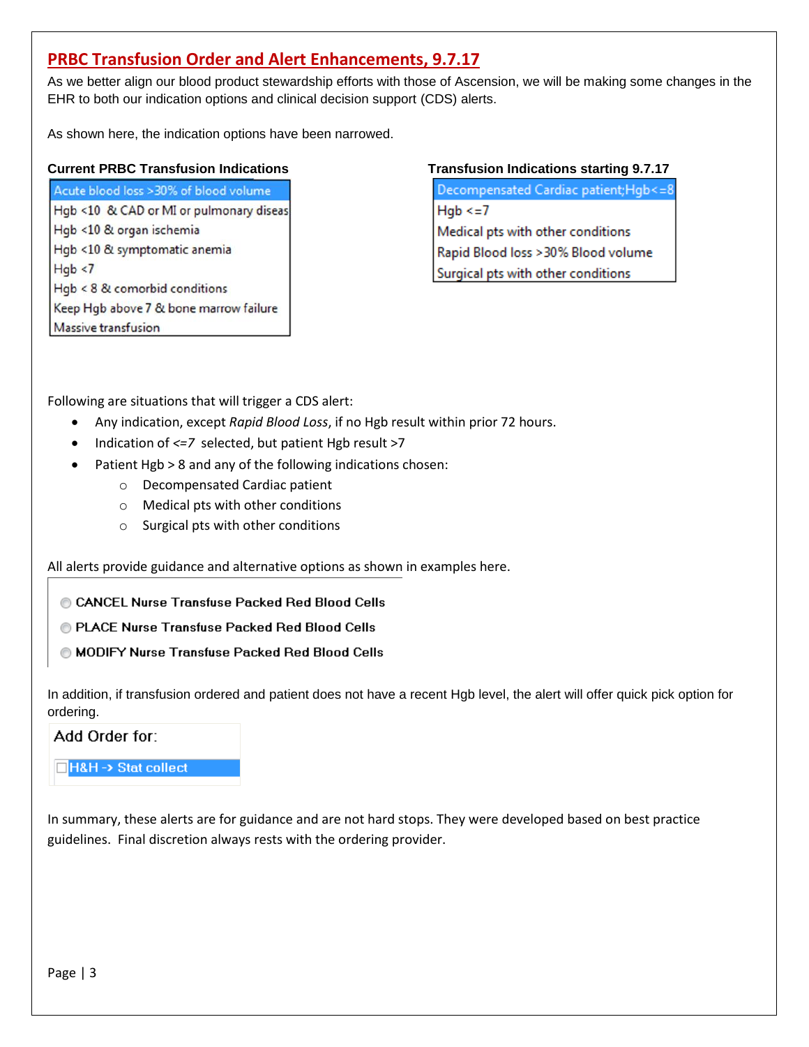## PRBC Transfusion Order and Alert Enhancements, 9.7.17

As we better align our blood product stewardship efforts with those of Ascension, we will be making some changes in the EHR to both our indication options and clinical decision support (CDS) alerts.

As shown here, the indication options have been narrowed.

| Current PRBC Transfusion Indications | Transfusion Indications starting 9.7.17 |
|---|---|
| Acute blood loss >30% of blood volume | Decompensated Cardiac patient;Hgb<=8 |
| Hgb <10 & CAD or MI or pulmonary diseas | Hgb <=7 |
| Hgb <10 & organ ischemia | Medical pts with other conditions |
| Hgb <10 & symptomatic anemia | Rapid Blood loss >30% Blood volume |
| Hgb <7 | Surgical pts with other conditions |
| Hgb < 8 & comorbid conditions | |
| Keep Hgb above 7 & bone marrow failure | |
| Massive transfusion | |

Following are situations that will trigger a CDS alert:

- Any indication, except *Rapid Blood Loss*, if no Hgb result within prior 72 hours.
- Indication of <=7 selected, but patient Hgb result >7
- Patient Hgb > 8 and any of the following indications chosen:
  - Decompensated Cardiac patient
  - Medical pts with other conditions
  - Surgical pts with other conditions

All alerts provide guidance and alternative options as shown in examples here.

- CANCEL Nurse Transfuse Packed Red Blood Cells
- PLACE Nurse Transfuse Packed Red Blood Cells
- MODIFY Nurse Transfuse Packed Red Blood Cells

In addition, if transfusion ordered and patient does not have a recent Hgb level, the alert will offer quick pick option for ordering.

Add Order for:

- [ ] H&H -> Stat collect

In summary, these alerts are for guidance and are not hard stops. They were developed based on best practice guidelines. Final discretion always rests with the ordering provider.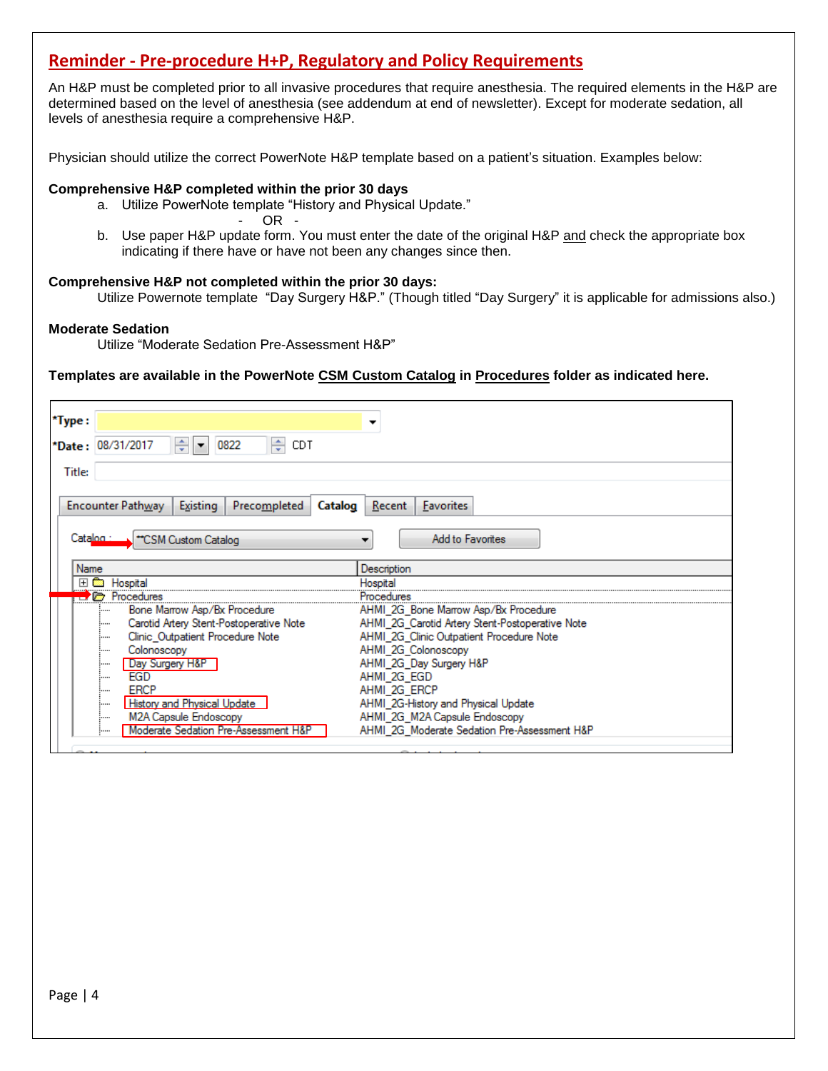## Reminder - Pre-procedure H+P, Regulatory and Policy Requirements

An H&P must be completed prior to all invasive procedures that require anesthesia. The required elements in the H&P are determined based on the level of anesthesia (see addendum at end of newsletter). Except for moderate sedation, all levels of anesthesia require a comprehensive H&P.

Physician should utilize the correct PowerNote H&P template based on a patient's situation. Examples below:

**Comprehensive H&P completed within the prior 30 days**

a. Utilize PowerNote template "History and Physical Update."

- OR -

b. Use paper H&P update form. You must enter the date of the original H&P and check the appropriate box indicating if there have or have not been any changes since then.

**Comprehensive H&P not completed within the prior 30 days:**

Utilize Powernote template "Day Surgery H&P." (Though titled "Day Surgery" it is applicable for admissions also.)

**Moderate Sedation**

Utilize "Moderate Sedation Pre-Assessment H&P"

**Templates are available in the PowerNote CSM Custom Catalog in Procedures folder as indicated here.**

*Type:

*Date: 08/31/2017 0822 CDT

Title:

Encounter Pathway | Existing | Precompleted | Catalog | Recent | Favorites

Catalog: **CSM Custom Catalog — Add to Favorites

| Name | Description |
|---|---|
| Hospital | Hospital |
| Procedures | Procedures |
| Bone Marrow Asp/Bx Procedure | AHMI_2G_Bone Marrow Asp/Bx Procedure |
| Carotid Artery Stent-Postoperative Note | AHMI_2G_Carotid Artery Stent-Postoperative Note |
| Clinic_Outpatient Procedure Note | AHMI_2G_Clinic Outpatient Procedure Note |
| Colonoscopy | AHMI_2G_Colonoscopy |
| Day Surgery H&P | AHMI_2G_Day Surgery H&P |
| EGD | AHMI_2G_EGD |
| ERCP | AHMI_2G_ERCP |
| History and Physical Update | AHMI_2G-History and Physical Update |
| M2A Capsule Endoscopy | AHMI_2G_M2A Capsule Endoscopy |
| Moderate Sedation Pre-Assessment H&P | AHMI_2G_Moderate Sedation Pre-Assessment H&P |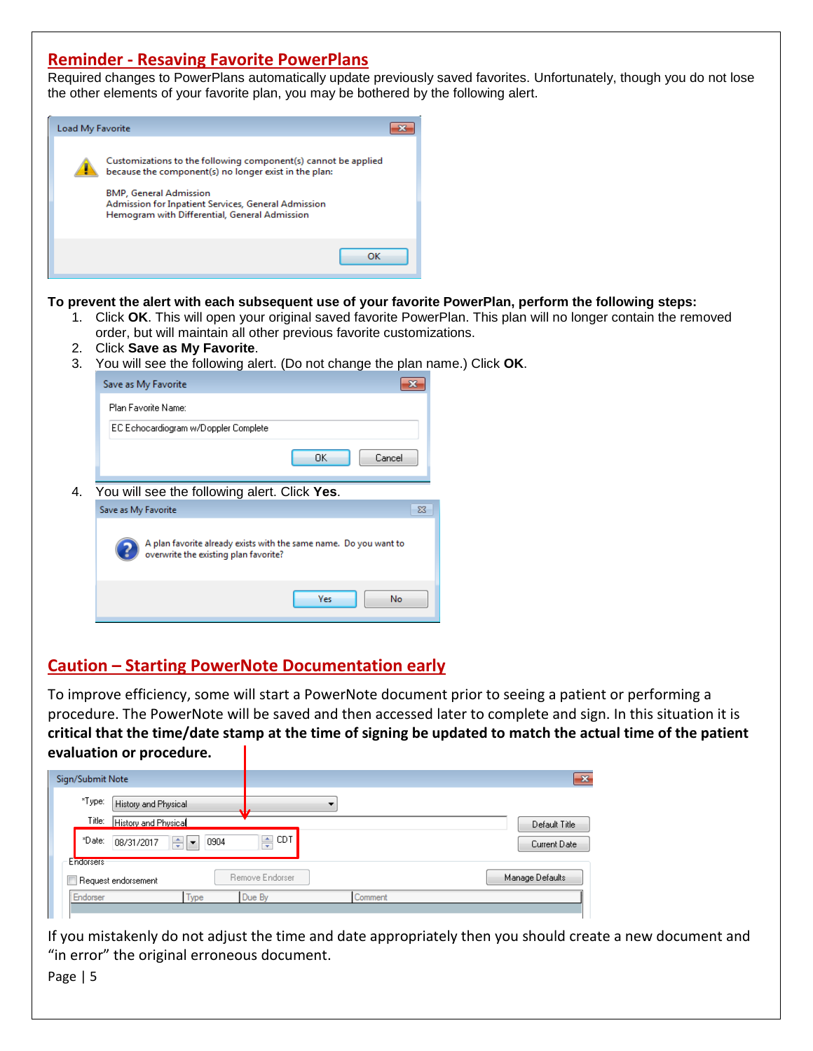## Reminder - Resaving Favorite PowerPlans

Required changes to PowerPlans automatically update previously saved favorites. Unfortunately, though you do not lose the other elements of your favorite plan, you may be bothered by the following alert.

Load My Favorite

Customizations to the following component(s) cannot be applied because the component(s) no longer exist in the plan:

BMP, General Admission
Admission for Inpatient Services, General Admission
Hemogram with Differential, General Admission

OK

**To prevent the alert with each subsequent use of your favorite PowerPlan, perform the following steps:**

1. Click **OK**. This will open your original saved favorite PowerPlan. This plan will no longer contain the removed order, but will maintain all other previous favorite customizations.
2. Click **Save as My Favorite**.
3. You will see the following alert. (Do not change the plan name.) Click **OK**.

   Save as My Favorite

   Plan Favorite Name:

   EC Echocardiogram w/Doppler Complete

   OK Cancel

4. You will see the following alert. Click **Yes**.

   Save as My Favorite

   A plan favorite already exists with the same name. Do you want to overwrite the existing plan favorite?

   Yes No

## Caution – Starting PowerNote Documentation early

To improve efficiency, some will start a PowerNote document prior to seeing a patient or performing a procedure. The PowerNote will be saved and then accessed later to complete and sign. In this situation it is **critical that the time/date stamp at the time of signing be updated to match the actual time of the patient evaluation or procedure.**

Sign/Submit Note

*Type: History and Physical

Title: History and Physical

*Date: 08/31/2017 0904 CDT

Default Title

Current Date

Endorsers

Request endorsement

Remove Endorser

Manage Defaults

| Endorser | Type | Due By | Comment |
| --- | --- | --- | --- |

If you mistakenly do not adjust the time and date appropriately then you should create a new document and "in error" the original erroneous document.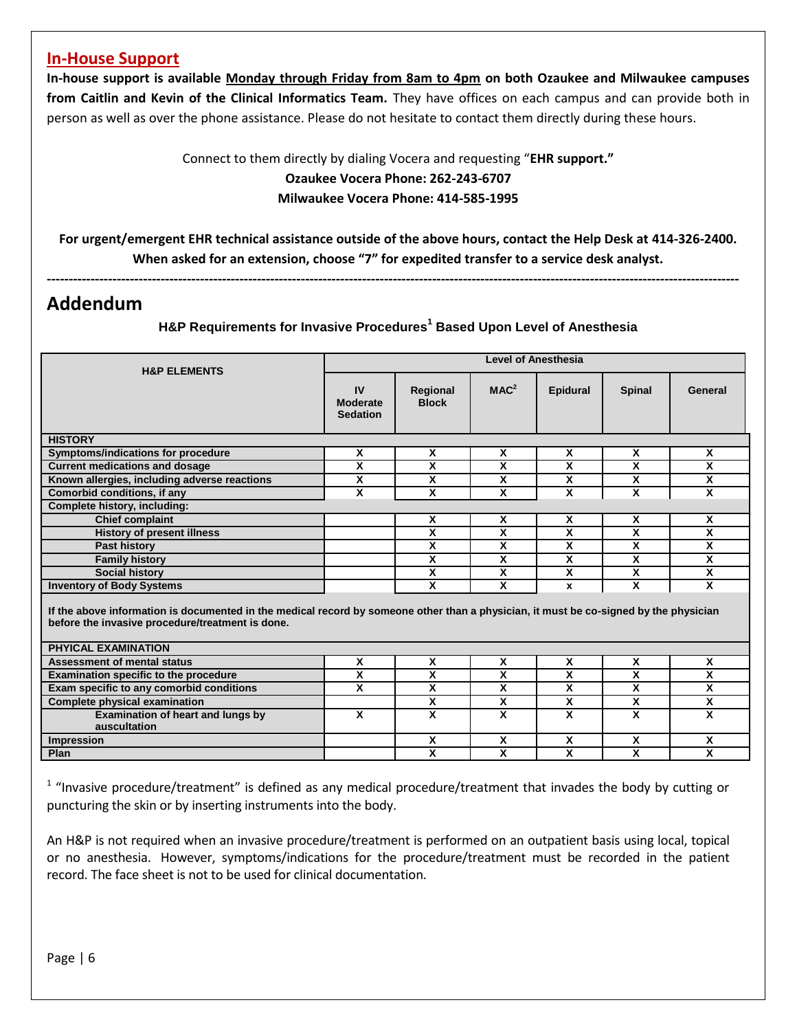## In-House Support

**In-house support is available Monday through Friday from 8am to 4pm on both Ozaukee and Milwaukee campuses from Caitlin and Kevin of the Clinical Informatics Team.** They have offices on each campus and can provide both in person as well as over the phone assistance. Please do not hesitate to contact them directly during these hours.

Connect to them directly by dialing Vocera and requesting "**EHR support.**"
**Ozaukee Vocera Phone: 262-243-6707**
**Milwaukee Vocera Phone: 414-585-1995**

**For urgent/emergent EHR technical assistance outside of the above hours, contact the Help Desk at 414-326-2400. When asked for an extension, choose "7" for expedited transfer to a service desk analyst.**

---

# Addendum

**H&P Requirements for Invasive Procedures[1] Based Upon Level of Anesthesia**

| H&P ELEMENTS | Level of Anesthesia | | | | | |
|---|---|---|---|---|---|---|
| | IV Moderate Sedation | Regional Block | MAC[2] | Epidural | Spinal | General |
| **HISTORY** | | | | | | |
| Symptoms/indications for procedure | X | X | X | X | X | X |
| Current medications and dosage | X | X | X | X | X | X |
| Known allergies, including adverse reactions | X | X | X | X | X | X |
| Comorbid conditions, if any | X | X | X | X | X | X |
| Complete history, including: | | | | | | |
| Chief complaint | | X | X | X | X | X |
| History of present illness | | X | X | X | X | X |
| Past history | | X | X | X | X | X |
| Family history | | X | X | X | X | X |
| Social history | | X | X | X | X | X |
| Inventory of Body Systems | | X | X | x | X | X |
| If the above information is documented in the medical record by someone other than a physician, it must be co-signed by the physician before the invasive procedure/treatment is done. | | | | | | |
| **PHYICAL EXAMINATION** | | | | | | |
| Assessment of mental status | X | X | X | X | X | X |
| Examination specific to the procedure | X | X | X | X | X | X |
| Exam specific to any comorbid conditions | X | X | X | X | X | X |
| Complete physical examination | | X | X | X | X | X |
| Examination of heart and lungs by auscultation | X | X | X | X | X | X |
| Impression | | X | X | X | X | X |
| Plan | | X | X | X | X | X |

[1] "Invasive procedure/treatment" is defined as any medical procedure/treatment that invades the body by cutting or puncturing the skin or by inserting instruments into the body.

An H&P is not required when an invasive procedure/treatment is performed on an outpatient basis using local, topical or no anesthesia. However, symptoms/indications for the procedure/treatment must be recorded in the patient record. The face sheet is not to be used for clinical documentation.